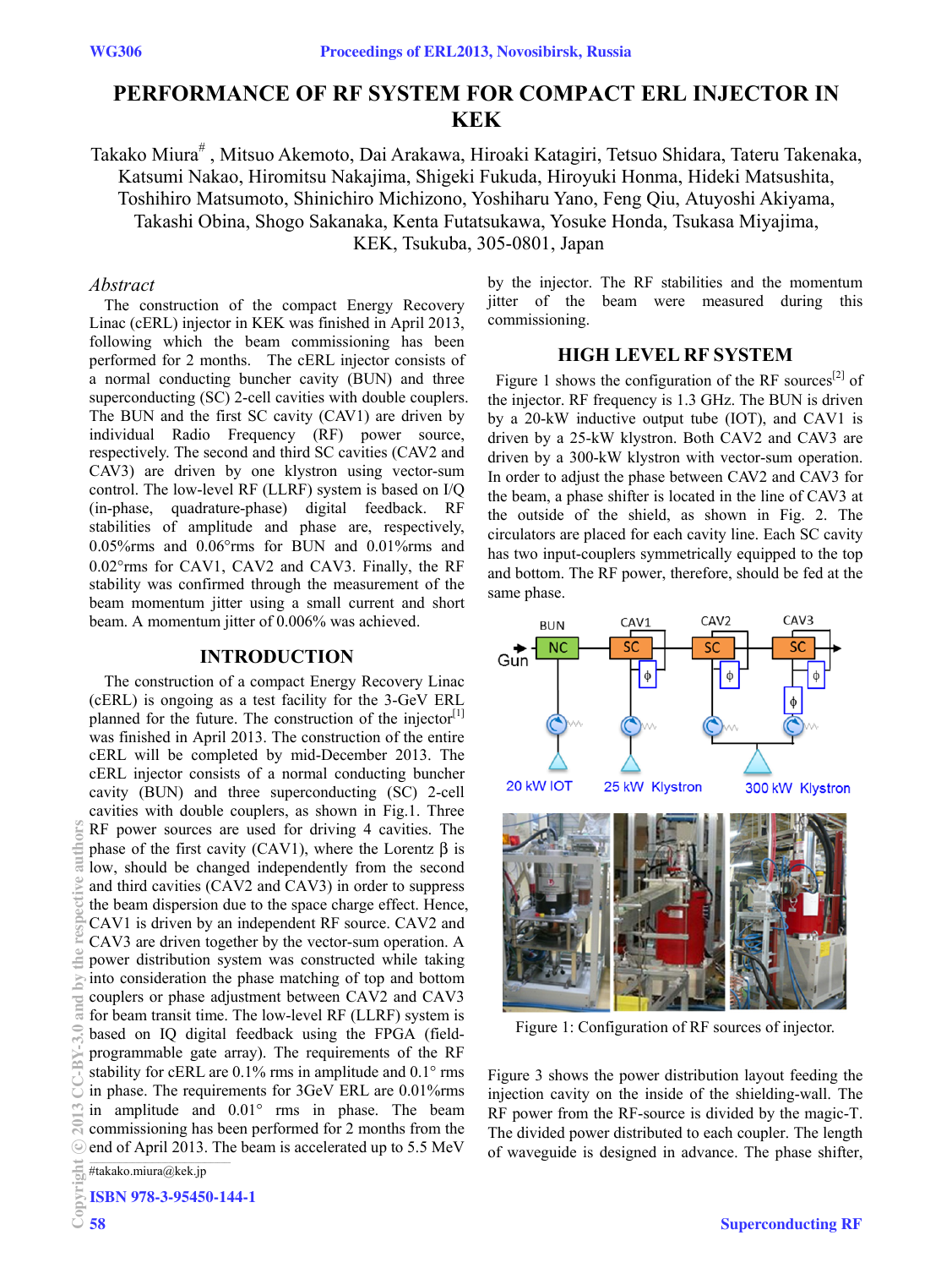# PERFORMANCE OF RF SYSTEM FOR COMPACT ERL INJECTOR IN KEK

Takako Miura[#], Mitsuo Akemoto, Dai Arakawa, Hiroaki Katagiri, Tetsuo Shidara, Tateru Takenaka, Katsumi Nakao, Hiromitsu Nakajima, Shigeki Fukuda, Hiroyuki Honma, Hideki Matsushita, Toshihiro Matsumoto, Shinichiro Michizono, Yoshiharu Yano, Feng Qiu, Atuyoshi Akiyama, Takashi Obina, Shogo Sakanaka, Kenta Futatsukawa, Yosuke Honda, Tsukasa Miyajima, KEK, Tsukuba, 305-0801, Japan

## *Abstract*

The construction of the compact Energy Recovery Linac (cERL) injector in KEK was finished in April 2013, following which the beam commissioning has been performed for 2 months. The cERL injector consists of a normal conducting buncher cavity (BUN) and three superconducting (SC) 2-cell cavities with double couplers. The BUN and the first SC cavity (CAV1) are driven by individual Radio Frequency (RF) power source, respectively. The second and third SC cavities (CAV2 and CAV3) are driven by one klystron using vector-sum control. The low-level RF (LLRF) system is based on I/Q (in-phase, quadrature-phase) digital feedback. RF stabilities of amplitude and phase are, respectively, 0.05%rms and 0.06°rms for BUN and 0.01%rms and 0.02°rms for CAV1, CAV2 and CAV3. Finally, the RF stability was confirmed through the measurement of the beam momentum jitter using a small current and short beam. A momentum jitter of 0.006% was achieved.

## INTRODUCTION

The construction of a compact Energy Recovery Linac (cERL) is ongoing as a test facility for the 3-GeV ERL planned for the future. The construction of the injector[1] was finished in April 2013. The construction of the entire cERL will be completed by mid-December 2013. The cERL injector consists of a normal conducting buncher cavity (BUN) and three superconducting (SC) 2-cell cavities with double couplers, as shown in Fig.1. Three RF power sources are used for driving 4 cavities. The phase of the first cavity (CAV1), where the Lorentz β is low, should be changed independently from the second and third cavities (CAV2 and CAV3) in order to suppress the beam dispersion due to the space charge effect. Hence, CAV1 is driven by an independent RF source. CAV2 and CAV3 are driven together by the vector-sum operation. A power distribution system was constructed while taking into consideration the phase matching of top and bottom couplers or phase adjustment between CAV2 and CAV3 for beam transit time. The low-level RF (LLRF) system is based on IQ digital feedback using the FPGA (field-programmable gate array). The requirements of the RF stability for cERL are 0.1% rms in amplitude and 0.1° rms in phase. The requirements for 3GeV ERL are 0.01%rms in amplitude and 0.01° rms in phase. The beam commissioning has been performed for 2 months from the end of April 2013. The beam is accelerated up to 5.5 MeV by the injector. The RF stabilities and the momentum jitter of the beam were measured during this commissioning.

#takako.miura@kek.jp

## HIGH LEVEL RF SYSTEM

Figure 1 shows the configuration of the RF sources[2] of the injector. RF frequency is 1.3 GHz. The BUN is driven by a 20-kW inductive output tube (IOT), and CAV1 is driven by a 25-kW klystron. Both CAV2 and CAV3 are driven by a 300-kW klystron with vector-sum operation. In order to adjust the phase between CAV2 and CAV3 for the beam, a phase shifter is located in the line of CAV3 at the outside of the shield, as shown in Fig. 2. The circulators are placed for each cavity line. Each SC cavity has two input-couplers symmetrically equipped to the top and bottom. The RF power, therefore, should be fed at the same phase.

Figure 1: Configuration of RF sources of injector.

Figure 3 shows the power distribution layout feeding the injection cavity on the inside of the shielding-wall. The RF power from the RF-source is divided by the magic-T. The divided power distributed to each coupler. The length of waveguide is designed in advance. The phase shifter,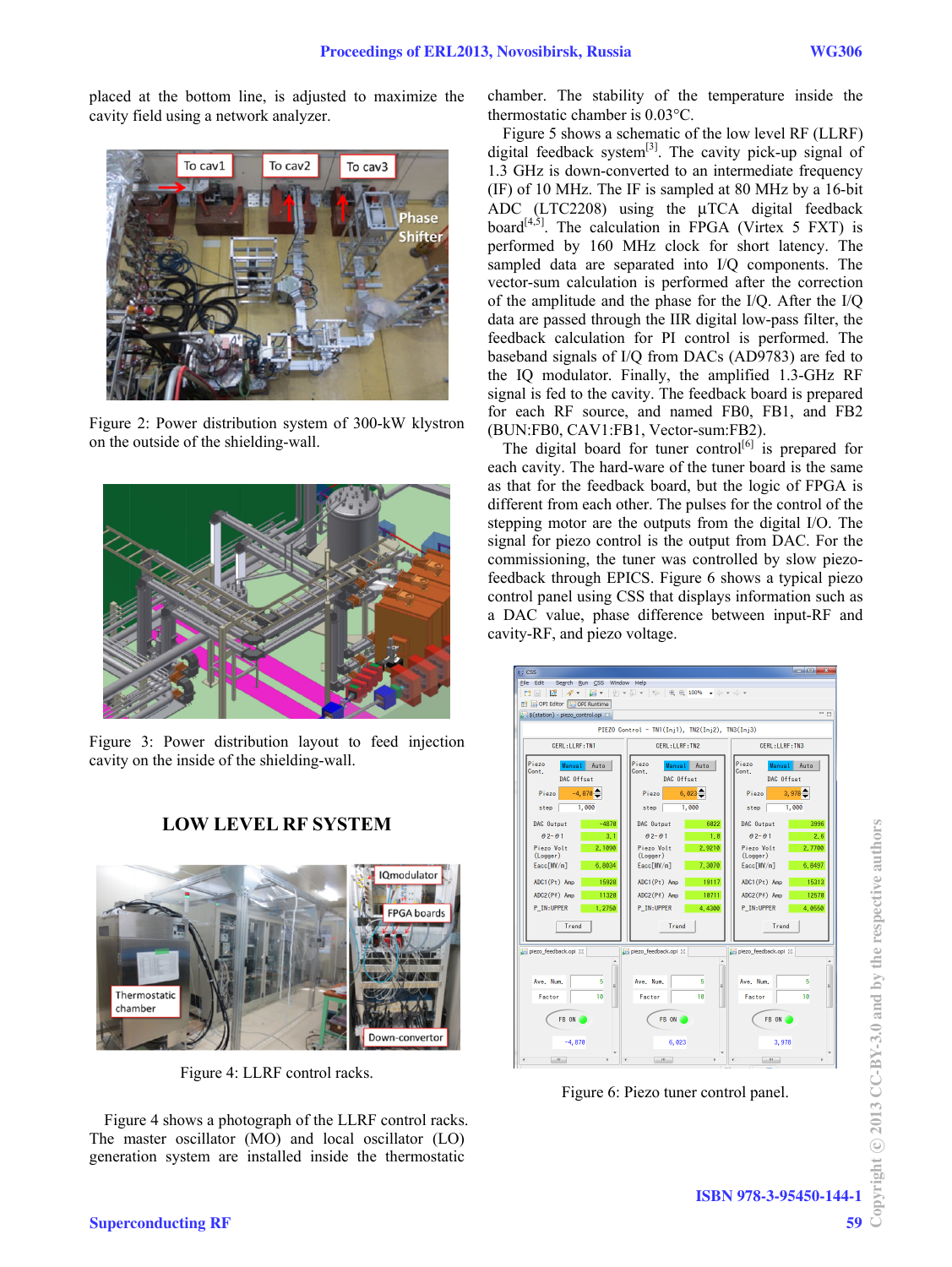placed at the bottom line, is adjusted to maximize the cavity field using a network analyzer.

Figure 2: Power distribution system of 300-kW klystron on the outside of the shielding-wall.

Figure 3: Power distribution layout to feed injection cavity on the inside of the shielding-wall.

## LOW LEVEL RF SYSTEM

Figure 4: LLRF control racks.

Figure 4 shows a photograph of the LLRF control racks. The master oscillator (MO) and local oscillator (LO) generation system are installed inside the thermostatic chamber. The stability of the temperature inside the thermostatic chamber is 0.03°C.

Figure 5 shows a schematic of the low level RF (LLRF) digital feedback system[3]. The cavity pick-up signal of 1.3 GHz is down-converted to an intermediate frequency (IF) of 10 MHz. The IF is sampled at 80 MHz by a 16-bit ADC (LTC2208) using the μTCA digital feedback board[4,5]. The calculation in FPGA (Virtex 5 FXT) is performed by 160 MHz clock for short latency. The sampled data are separated into I/Q components. The vector-sum calculation is performed after the correction of the amplitude and the phase for the I/Q. After the I/Q data are passed through the IIR digital low-pass filter, the feedback calculation for PI control is performed. The baseband signals of I/Q from DACs (AD9783) are fed to the IQ modulator. Finally, the amplified 1.3-GHz RF signal is fed to the cavity. The feedback board is prepared for each RF source, and named FB0, FB1, and FB2 (BUN:FB0, CAV1:FB1, Vector-sum:FB2).

The digital board for tuner control[6] is prepared for each cavity. The hard-ware of the tuner board is the same as that for the feedback board, but the logic of FPGA is different from each other. The pulses for the control of the stepping motor are the outputs from the digital I/O. The signal for piezo control is the output from DAC. For the commissioning, the tuner was controlled by slow piezo-feedback through EPICS. Figure 6 shows a typical piezo control panel using CSS that displays information such as a DAC value, phase difference between input-RF and cavity-RF, and piezo voltage.

Figure 6: Piezo tuner control panel.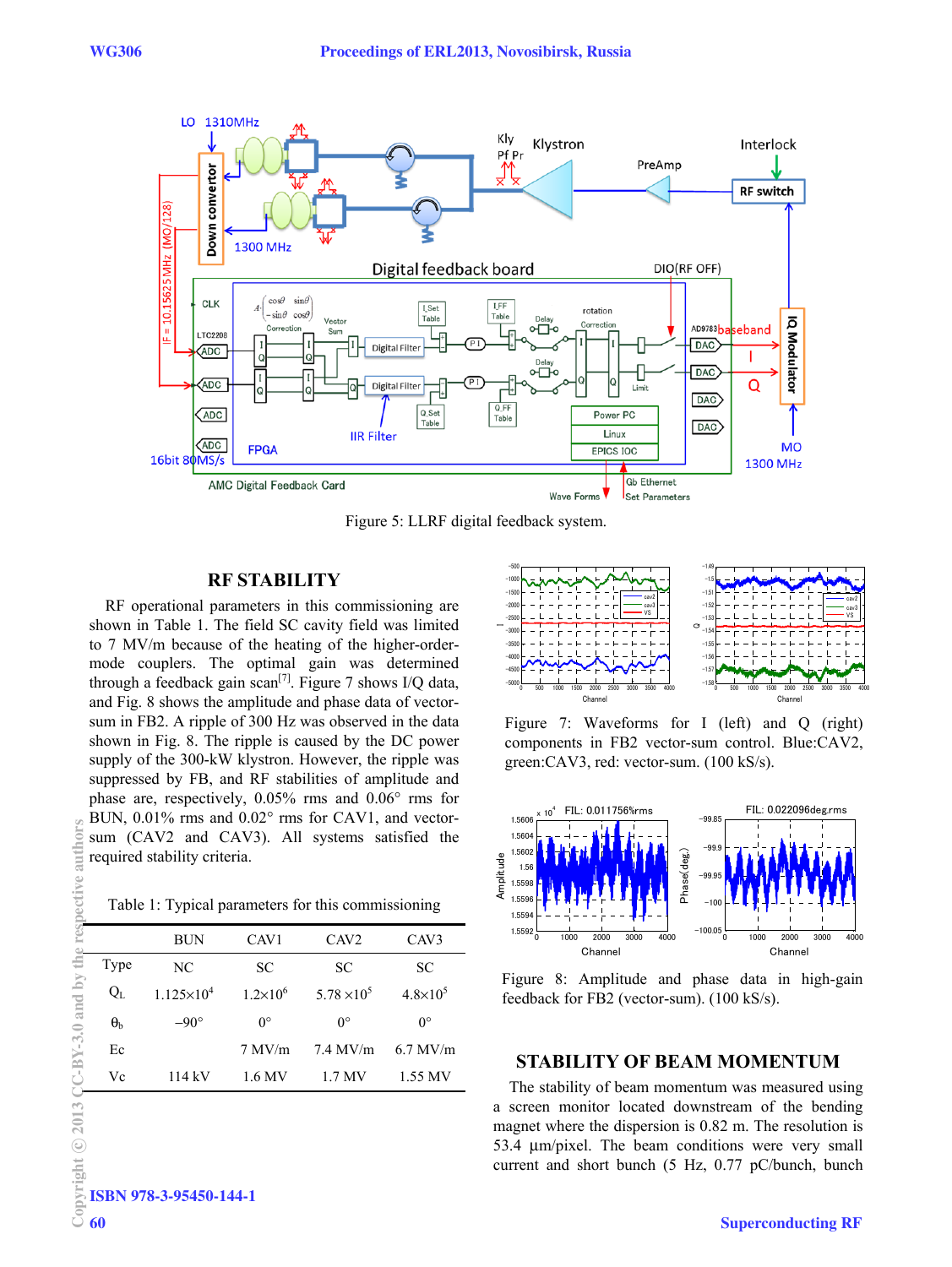Figure 5: LLRF digital feedback system.

## RF STABILITY

RF operational parameters in this commissioning are shown in Table 1. The field SC cavity field was limited to 7 MV/m because of the heating of the higher-order-mode couplers. The optimal gain was determined through a feedback gain scan[7]. Figure 7 shows I/Q data, and Fig. 8 shows the amplitude and phase data of vector-sum in FB2. A ripple of 300 Hz was observed in the data shown in Fig. 8. The ripple is caused by the DC power supply of the 300-kW klystron. However, the ripple was suppressed by FB, and RF stabilities of amplitude and phase are, respectively, 0.05% rms and 0.06° rms for BUN, 0.01% rms and 0.02° rms for CAV1, and vector-sum (CAV2 and CAV3). All systems satisfied the required stability criteria.

Table 1: Typical parameters for this commissioning

| | BUN | CAV1 | CAV2 | CAV3 |
|---|---|---|---|---|
| Type | NC | SC | SC | SC |
| $Q_L$ | $1.125\times10^4$ | $1.2\times10^6$ | $5.78\times10^5$ | $4.8\times10^5$ |
| $\theta_b$ | −90° | 0° | 0° | 0° |
| Ec | | 7 MV/m | 7.4 MV/m | 6.7 MV/m |
| Vc | 114 kV | 1.6 MV | 1.7 MV | 1.55 MV |

Figure 7: Waveforms for I (left) and Q (right) components in FB2 vector-sum control. Blue:CAV2, green:CAV3, red: vector-sum. (100 kS/s).

Figure 8: Amplitude and phase data in high-gain feedback for FB2 (vector-sum). (100 kS/s).

## STABILITY OF BEAM MOMENTUM

The stability of beam momentum was measured using a screen monitor located downstream of the bending magnet where the dispersion is 0.82 m. The resolution is 53.4 µm/pixel. The beam conditions were very small current and short bunch (5 Hz, 0.77 pC/bunch, bunch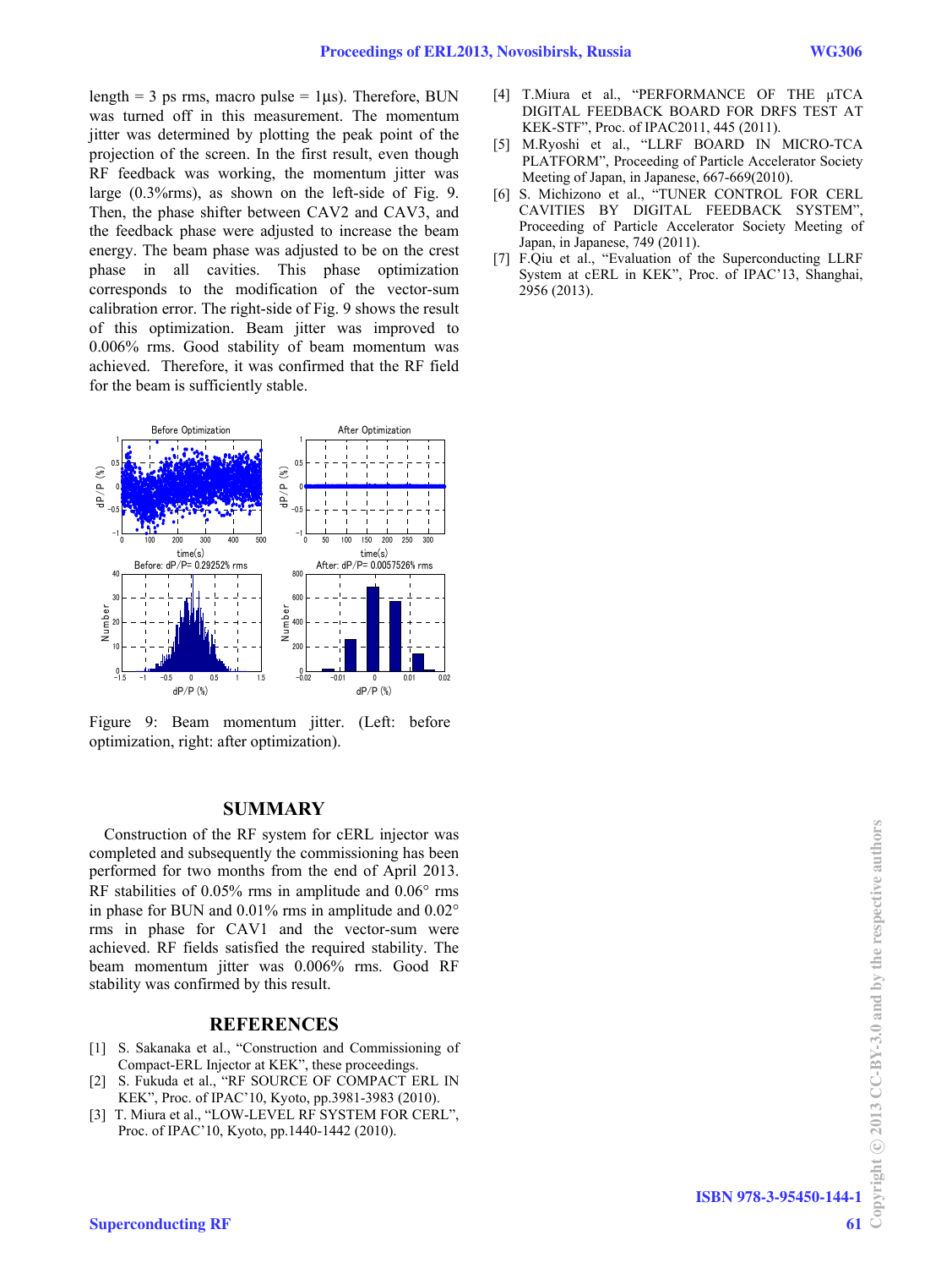length = 3 ps rms, macro pulse = 1µs). Therefore, BUN was turned off in this measurement. The momentum jitter was determined by plotting the peak point of the projection of the screen. In the first result, even though RF feedback was working, the momentum jitter was large (0.3%rms), as shown on the left-side of Fig. 9. Then, the phase shifter between CAV2 and CAV3, and the feedback phase were adjusted to increase the beam energy. The beam phase was adjusted to be on the crest phase in all cavities. This phase optimization corresponds to the modification of the vector-sum calibration error. The right-side of Fig. 9 shows the result of this optimization. Beam jitter was improved to 0.006% rms. Good stability of beam momentum was achieved. Therefore, it was confirmed that the RF field for the beam is sufficiently stable.

Before Optimization

After Optimization

dP/P (%)

time(s)

Before: dP/P= 0.29252% rms

After: dP/P= 0.0057526% rms

Number

dP/P (%)

Figure 9: Beam momentum jitter. (Left: before optimization, right: after optimization).

## SUMMARY

Construction of the RF system for cERL injector was completed and subsequently the commissioning has been performed for two months from the end of April 2013. RF stabilities of 0.05% rms in amplitude and 0.06° rms in phase for BUN and 0.01% rms in amplitude and 0.02° rms in phase for CAV1 and the vector-sum were achieved. RF fields satisfied the required stability. The beam momentum jitter was 0.006% rms. Good RF stability was confirmed by this result.

## REFERENCES

[1] S. Sakanaka et al., "Construction and Commissioning of Compact-ERL Injector at KEK", these proceedings.

[2] S. Fukuda et al., "RF SOURCE OF COMPACT ERL IN KEK", Proc. of IPAC'10, Kyoto, pp.3981-3983 (2010).

[3] T. Miura et al., "LOW-LEVEL RF SYSTEM FOR CERL", Proc. of IPAC'10, Kyoto, pp.1440-1442 (2010).

[4] T.Miura et al., "PERFORMANCE OF THE µTCA DIGITAL FEEDBACK BOARD FOR DRFS TEST AT KEK-STF", Proc. of IPAC2011, 445 (2011).

[5] M.Ryoshi et al., "LLRF BOARD IN MICRO-TCA PLATFORM", Proceeding of Particle Accelerator Society Meeting of Japan, in Japanese, 667-669(2010).

[6] S. Michizono et al., "TUNER CONTROL FOR CERL CAVITIES BY DIGITAL FEEDBACK SYSTEM", Proceeding of Particle Accelerator Society Meeting of Japan, in Japanese, 749 (2011).

[7] F.Qiu et al., "Evaluation of the Superconducting LLRF System at cERL in KEK", Proc. of IPAC'13, Shanghai, 2956 (2013).